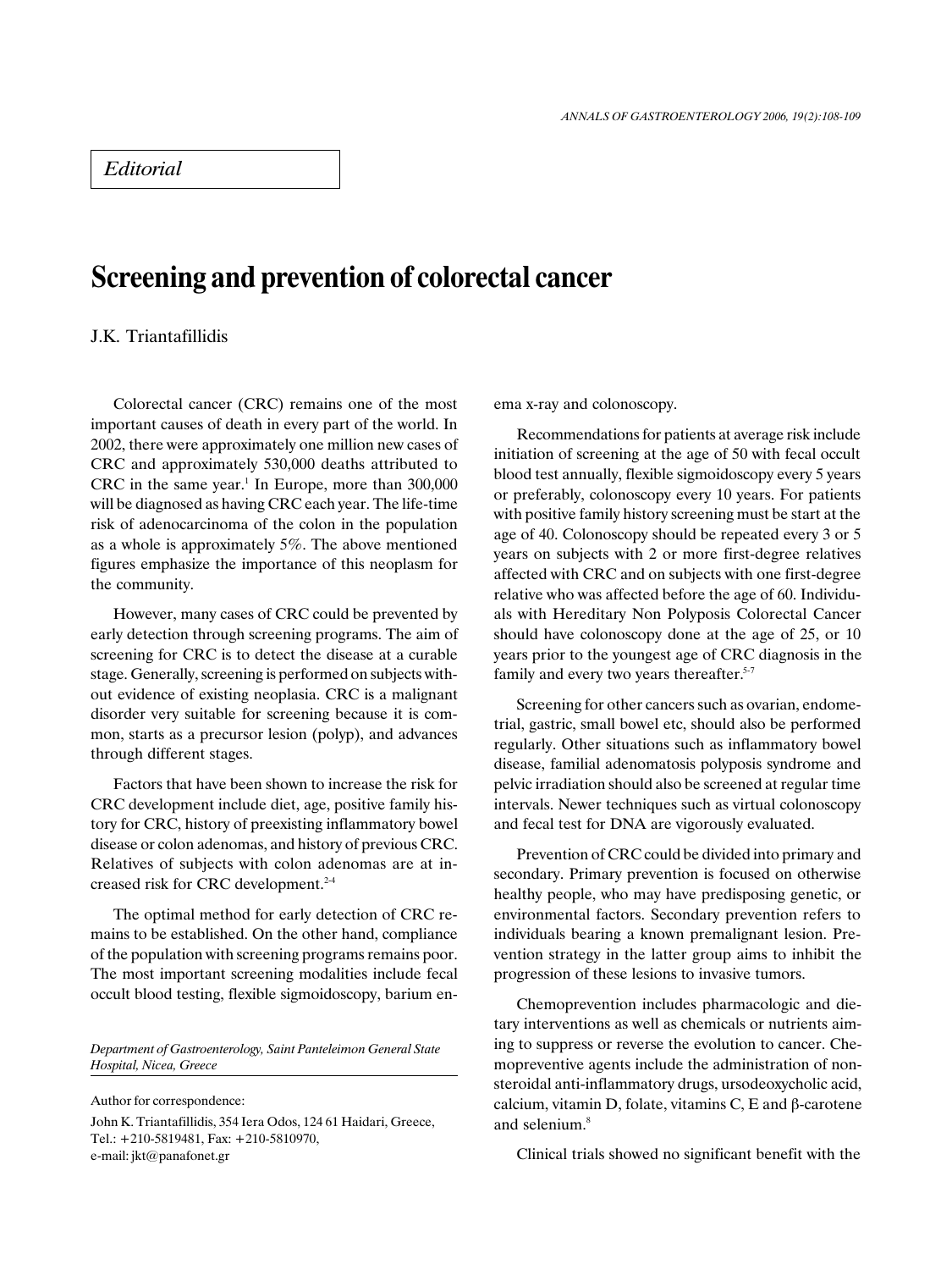*Editorial*

# Screening and prevention of colorectal cancer

J.K. Triantafillidis

Colorectal cancer (CRC) remains one of the most important causes of death in every part of the world. In 2002, there were approximately one million new cases of CRC and approximately 530,000 deaths attributed to CRC in the same year.[1] In Europe, more than 300,000 will be diagnosed as having CRC each year. The life-time risk of adenocarcinoma of the colon in the population as a whole is approximately 5%. The above mentioned figures emphasize the importance of this neoplasm for the community.

However, many cases of CRC could be prevented by early detection through screening programs. The aim of screening for CRC is to detect the disease at a curable stage. Generally, screening is performed on subjects without evidence of existing neoplasia. CRC is a malignant disorder very suitable for screening because it is common, starts as a precursor lesion (polyp), and advances through different stages.

Factors that have been shown to increase the risk for CRC development include diet, age, positive family history for CRC, history of preexisting inflammatory bowel disease or colon adenomas, and history of previous CRC. Relatives of subjects with colon adenomas are at increased risk for CRC development.[2-4]

The optimal method for early detection of CRC remains to be established. On the other hand, compliance of the population with screening programs remains poor. The most important screening modalities include fecal occult blood testing, flexible sigmoidoscopy, barium enema x-ray and colonoscopy.

Recommendations for patients at average risk include initiation of screening at the age of 50 with fecal occult blood test annually, flexible sigmoidoscopy every 5 years or preferably, colonoscopy every 10 years. For patients with positive family history screening must be start at the age of 40. Colonoscopy should be repeated every 3 or 5 years on subjects with 2 or more first-degree relatives affected with CRC and on subjects with one first-degree relative who was affected before the age of 60. Individuals with Hereditary Non Polyposis Colorectal Cancer should have colonoscopy done at the age of 25, or 10 years prior to the youngest age of CRC diagnosis in the family and every two years thereafter.[5-7]

Screening for other cancers such as ovarian, endometrial, gastric, small bowel etc, should also be performed regularly. Other situations such as inflammatory bowel disease, familial adenomatosis polyposis syndrome and pelvic irradiation should also be screened at regular time intervals. Newer techniques such as virtual colonoscopy and fecal test for DNA are vigorously evaluated.

Prevention of CRC could be divided into primary and secondary. Primary prevention is focused on otherwise healthy people, who may have predisposing genetic, or environmental factors. Secondary prevention refers to individuals bearing a known premalignant lesion. Prevention strategy in the latter group aims to inhibit the progression of these lesions to invasive tumors.

Chemoprevention includes pharmacologic and dietary interventions as well as chemicals or nutrients aiming to suppress or reverse the evolution to cancer. Chemopreventive agents include the administration of nonsteroidal anti-inflammatory drugs, ursodeoxycholic acid, calcium, vitamin D, folate, vitamins C, E and β-carotene and selenium.[8]

Clinical trials showed no significant benefit with the

*Department of Gastroenterology, Saint Panteleimon General State Hospital, Nicea, Greece*

Author for correspondence:

John K. Triantafillidis, 354 Iera Odos, 124 61 Haidari, Greece, Tel.: +210-5819481, Fax: +210-5810970, e-mail: jkt@panafonet.gr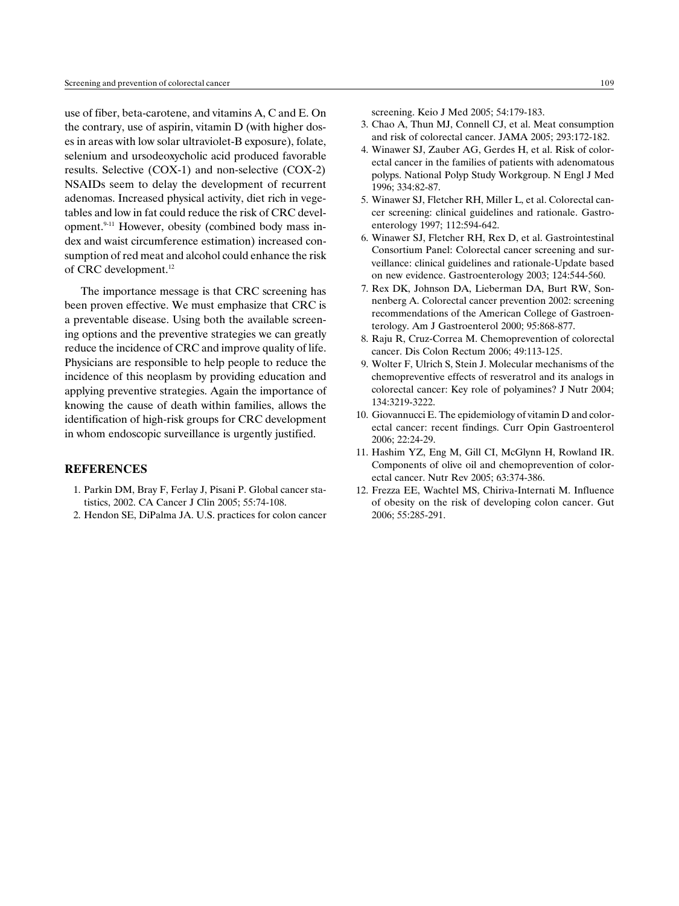use of fiber, beta-carotene, and vitamins A, C and E. On the contrary, use of aspirin, vitamin D (with higher doses in areas with low solar ultraviolet-B exposure), folate, selenium and ursodeoxycholic acid produced favorable results. Selective (COX-1) and non-selective (COX-2) NSAIDs seem to delay the development of recurrent adenomas. Increased physical activity, diet rich in vegetables and low in fat could reduce the risk of CRC development.[9-11] However, obesity (combined body mass index and waist circumference estimation) increased consumption of red meat and alcohol could enhance the risk of CRC development.[12]

The importance message is that CRC screening has been proven effective. We must emphasize that CRC is a preventable disease. Using both the available screening options and the preventive strategies we can greatly reduce the incidence of CRC and improve quality of life. Physicians are responsible to help people to reduce the incidence of this neoplasm by providing education and applying preventive strategies. Again the importance of knowing the cause of death within families, allows the identification of high-risk groups for CRC development in whom endoscopic surveillance is urgently justified.

## REFERENCES

1. Parkin DM, Bray F, Ferlay J, Pisani P. Global cancer statistics, 2002. CA Cancer J Clin 2005; 55:74-108.
2. Hendon SE, DiPalma JA. U.S. practices for colon cancer screening. Keio J Med 2005; 54:179-183.
3. Chao A, Thun MJ, Connell CJ, et al. Meat consumption and risk of colorectal cancer. JAMA 2005; 293:172-182.
4. Winawer SJ, Zauber AG, Gerdes H, et al. Risk of colorectal cancer in the families of patients with adenomatous polyps. National Polyp Study Workgroup. N Engl J Med 1996; 334:82-87.
5. Winawer SJ, Fletcher RH, Miller L, et al. Colorectal cancer screening: clinical guidelines and rationale. Gastroenterology 1997; 112:594-642.
6. Winawer SJ, Fletcher RH, Rex D, et al. Gastrointestinal Consortium Panel: Colorectal cancer screening and surveillance: clinical guidelines and rationale-Update based on new evidence. Gastroenterology 2003; 124:544-560.
7. Rex DK, Johnson DA, Lieberman DA, Burt RW, Sonnenberg A. Colorectal cancer prevention 2002: screening recommendations of the American College of Gastroenterology. Am J Gastroenterol 2000; 95:868-877.
8. Raju R, Cruz-Correa M. Chemoprevention of colorectal cancer. Dis Colon Rectum 2006; 49:113-125.
9. Wolter F, Ulrich S, Stein J. Molecular mechanisms of the chemopreventive effects of resveratrol and its analogs in colorectal cancer: Key role of polyamines? J Nutr 2004; 134:3219-3222.
10. Giovannucci E. The epidemiology of vitamin D and colorectal cancer: recent findings. Curr Opin Gastroenterol 2006; 22:24-29.
11. Hashim YZ, Eng M, Gill CI, McGlynn H, Rowland IR. Components of olive oil and chemoprevention of colorectal cancer. Nutr Rev 2005; 63:374-386.
12. Frezza EE, Wachtel MS, Chiriva-Internati M. Influence of obesity on the risk of developing colon cancer. Gut 2006; 55:285-291.